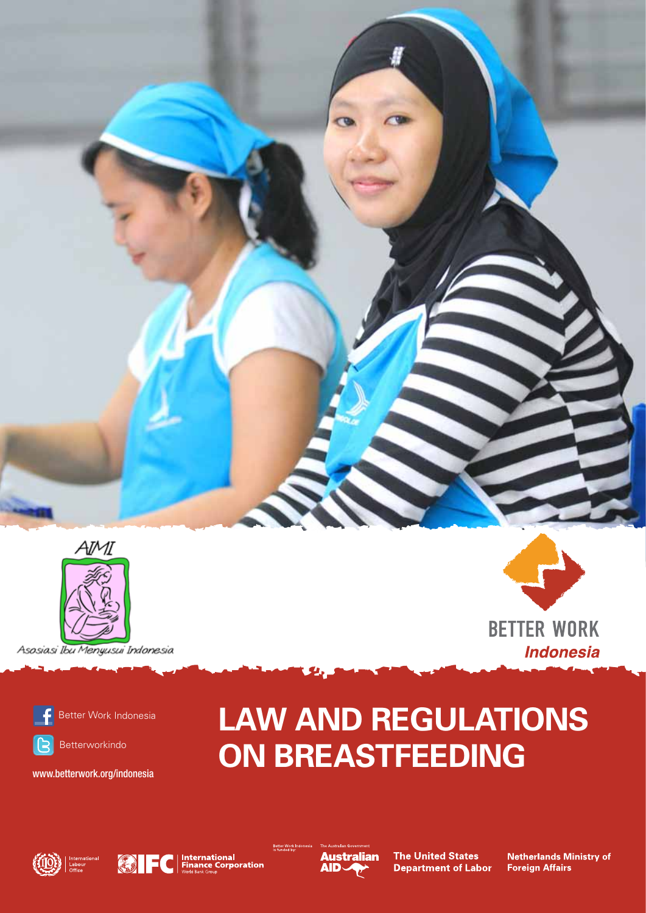AIMI

Asosiasi Ibu Menyusui Indonesia

BETTER WORK

*Indonesia*

Better Work Indonesia

Betterworkindo

www.betterwork.org/indonesia

# LAW AND REGULATIONS ON BREASTFEEDING

International Labour Office

IFC International Finance Corporation World Bank Group

Better Work Indonesia is funded by:

The Australian Government Australian AID

The United States Department of Labor

Netherlands Ministry of Foreign Affairs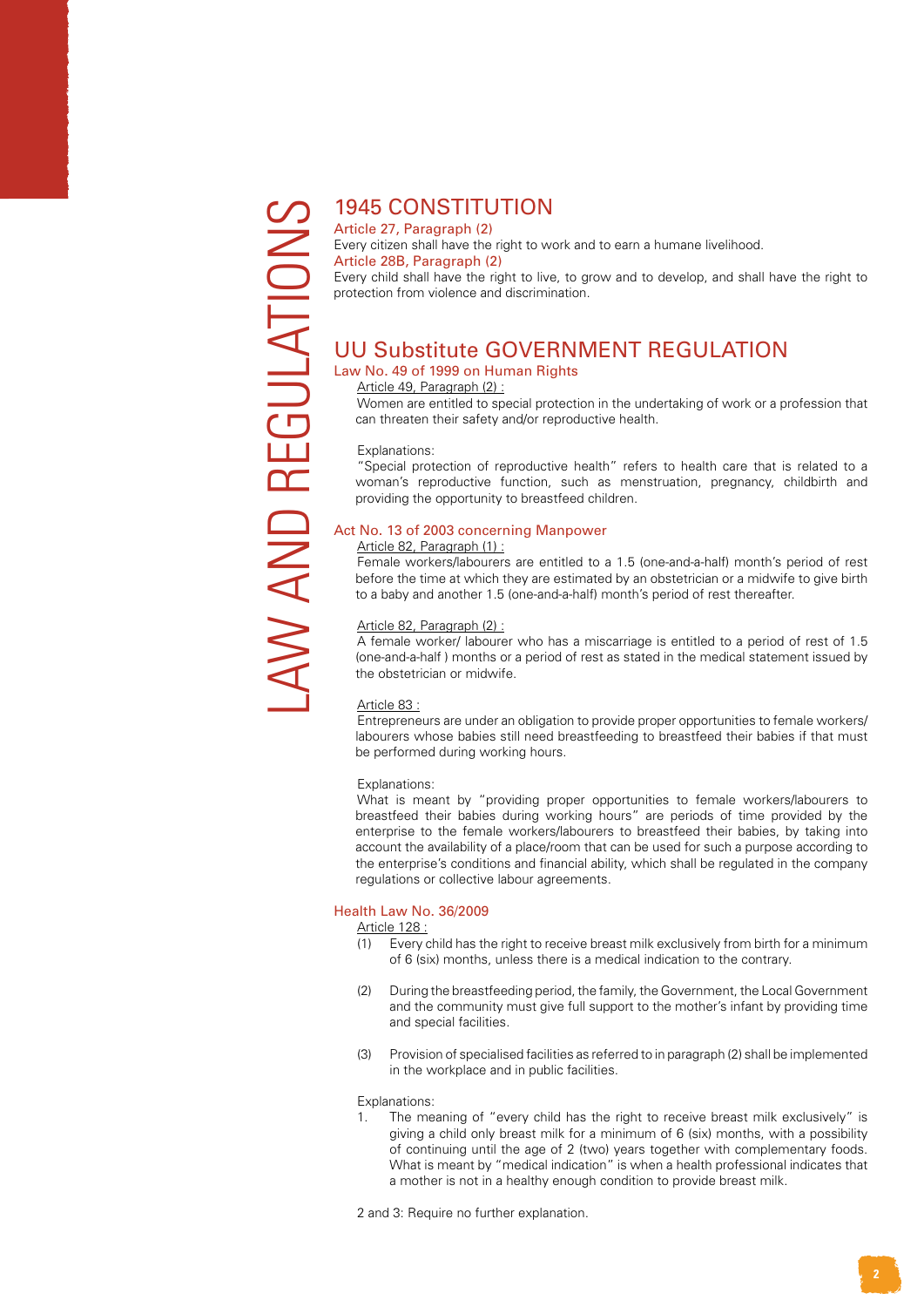# LAW AND REGULATIONS

## 1945 CONSTITUTION

### Article 27, Paragraph (2)

Every citizen shall have the right to work and to earn a humane livelihood.

### Article 28B, Paragraph (2)

Every child shall have the right to live, to grow and to develop, and shall have the right to protection from violence and discrimination.

## UU Substitute GOVERNMENT REGULATION

### Law No. 49 of 1999 on Human Rights

Article 49, Paragraph (2) :

Women are entitled to special protection in the undertaking of work or a profession that can threaten their safety and/or reproductive health.

Explanations:

"Special protection of reproductive health" refers to health care that is related to a woman's reproductive function, such as menstruation, pregnancy, childbirth and providing the opportunity to breastfeed children.

### Act No. 13 of 2003 concerning Manpower

Article 82, Paragraph (1) :

Female workers/labourers are entitled to a 1.5 (one-and-a-half) month's period of rest before the time at which they are estimated by an obstetrician or a midwife to give birth to a baby and another 1.5 (one-and-a-half) month's period of rest thereafter.

Article 82, Paragraph (2) :

A female worker/ labourer who has a miscarriage is entitled to a period of rest of 1.5 (one-and-a-half ) months or a period of rest as stated in the medical statement issued by the obstetrician or midwife.

Article 83 :

Entrepreneurs are under an obligation to provide proper opportunities to female workers/ labourers whose babies still need breastfeeding to breastfeed their babies if that must be performed during working hours.

Explanations:

What is meant by "providing proper opportunities to female workers/labourers to breastfeed their babies during working hours" are periods of time provided by the enterprise to the female workers/labourers to breastfeed their babies, by taking into account the availability of a place/room that can be used for such a purpose according to the enterprise's conditions and financial ability, which shall be regulated in the company regulations or collective labour agreements.

### Health Law No. 36/2009

Article 128 :

(1) Every child has the right to receive breast milk exclusively from birth for a minimum of 6 (six) months, unless there is a medical indication to the contrary.

(2) During the breastfeeding period, the family, the Government, the Local Government and the community must give full support to the mother's infant by providing time and special facilities.

(3) Provision of specialised facilities as referred to in paragraph (2) shall be implemented in the workplace and in public facilities.

Explanations:

1. The meaning of "every child has the right to receive breast milk exclusively" is giving a child only breast milk for a minimum of 6 (six) months, with a possibility of continuing until the age of 2 (two) years together with complementary foods. What is meant by "medical indication" is when a health professional indicates that a mother is not in a healthy enough condition to provide breast milk.

2 and 3: Require no further explanation.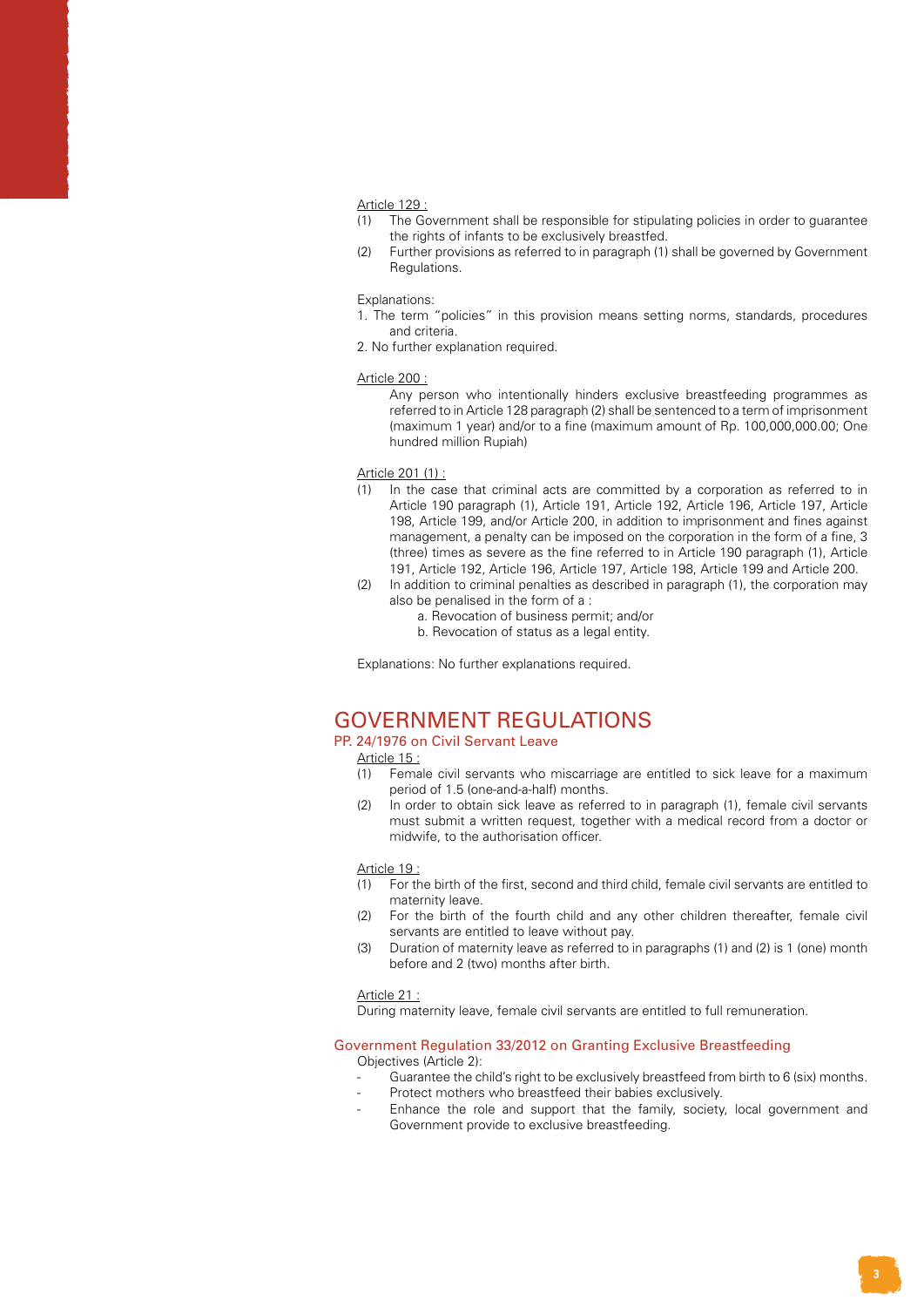Article 129 :

(1) The Government shall be responsible for stipulating policies in order to guarantee the rights of infants to be exclusively breastfed.

(2) Further provisions as referred to in paragraph (1) shall be governed by Government Regulations.

Explanations:

1. The term "policies" in this provision means setting norms, standards, procedures and criteria.
2. No further explanation required.

Article 200 :

Any person who intentionally hinders exclusive breastfeeding programmes as referred to in Article 128 paragraph (2) shall be sentenced to a term of imprisonment (maximum 1 year) and/or to a fine (maximum amount of Rp. 100,000,000.00; One hundred million Rupiah)

Article 201 (1) :

(1) In the case that criminal acts are committed by a corporation as referred to in Article 190 paragraph (1), Article 191, Article 192, Article 196, Article 197, Article 198, Article 199, and/or Article 200, in addition to imprisonment and fines against management, a penalty can be imposed on the corporation in the form of a fine, 3 (three) times as severe as the fine referred to in Article 190 paragraph (1), Article 191, Article 192, Article 196, Article 197, Article 198, Article 199 and Article 200.

(2) In addition to criminal penalties as described in paragraph (1), the corporation may also be penalised in the form of a :

a. Revocation of business permit; and/or
b. Revocation of status as a legal entity.

Explanations: No further explanations required.

# GOVERNMENT REGULATIONS

## PP. 24/1976 on Civil Servant Leave

Article 15 :

(1) Female civil servants who miscarriage are entitled to sick leave for a maximum period of 1.5 (one-and-a-half) months.

(2) In order to obtain sick leave as referred to in paragraph (1), female civil servants must submit a written request, together with a medical record from a doctor or midwife, to the authorisation officer.

Article 19 :

(1) For the birth of the first, second and third child, female civil servants are entitled to maternity leave.

(2) For the birth of the fourth child and any other children thereafter, female civil servants are entitled to leave without pay.

(3) Duration of maternity leave as referred to in paragraphs (1) and (2) is 1 (one) month before and 2 (two) months after birth.

Article 21 :

During maternity leave, female civil servants are entitled to full remuneration.

## Government Regulation 33/2012 on Granting Exclusive Breastfeeding

Objectives (Article 2):

- Guarantee the child's right to be exclusively breastfeed from birth to 6 (six) months.
- Protect mothers who breastfeed their babies exclusively.
- Enhance the role and support that the family, society, local government and Government provide to exclusive breastfeeding.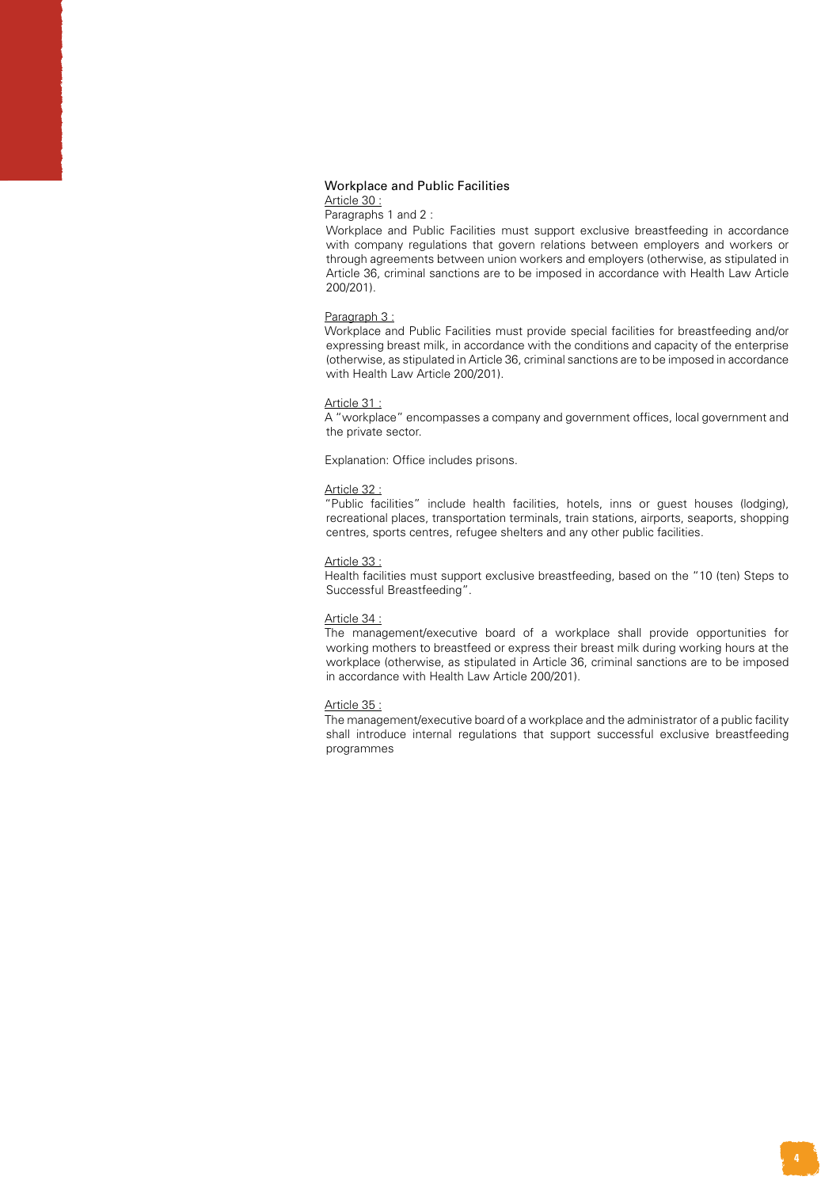## Workplace and Public Facilities

Article 30 :

Paragraphs 1 and 2 :

Workplace and Public Facilities must support exclusive breastfeeding in accordance with company regulations that govern relations between employers and workers or through agreements between union workers and employers (otherwise, as stipulated in Article 36, criminal sanctions are to be imposed in accordance with Health Law Article 200/201).

Paragraph 3 :

Workplace and Public Facilities must provide special facilities for breastfeeding and/or expressing breast milk, in accordance with the conditions and capacity of the enterprise (otherwise, as stipulated in Article 36, criminal sanctions are to be imposed in accordance with Health Law Article 200/201).

Article 31 :

A "workplace" encompasses a company and government offices, local government and the private sector.

Explanation: Office includes prisons.

Article 32 :

"Public facilities" include health facilities, hotels, inns or guest houses (lodging), recreational places, transportation terminals, train stations, airports, seaports, shopping centres, sports centres, refugee shelters and any other public facilities.

Article 33 :

Health facilities must support exclusive breastfeeding, based on the "10 (ten) Steps to Successful Breastfeeding".

Article 34 :

The management/executive board of a workplace shall provide opportunities for working mothers to breastfeed or express their breast milk during working hours at the workplace (otherwise, as stipulated in Article 36, criminal sanctions are to be imposed in accordance with Health Law Article 200/201).

Article 35 :

The management/executive board of a workplace and the administrator of a public facility shall introduce internal regulations that support successful exclusive breastfeeding programmes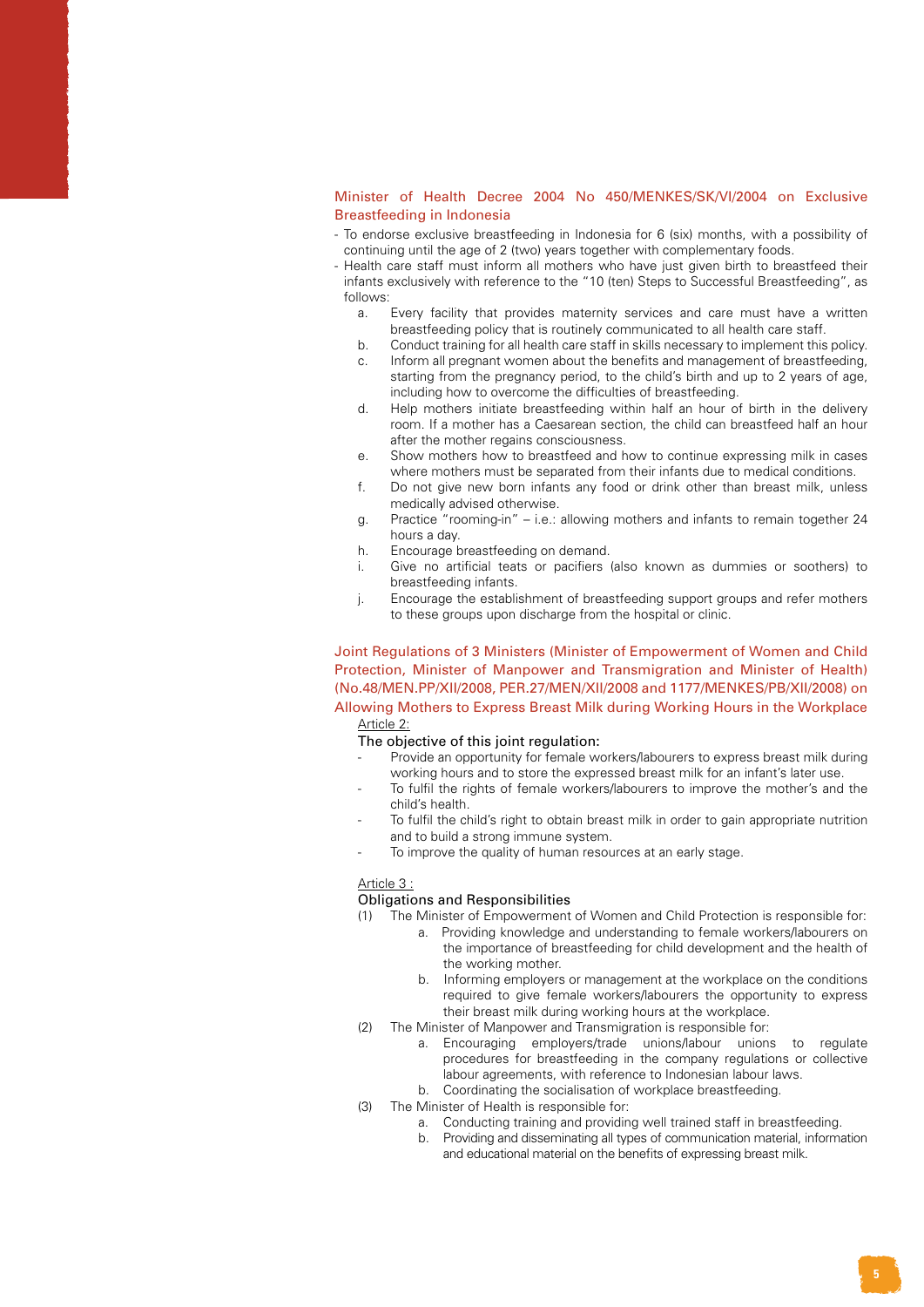### Minister of Health Decree 2004 No 450/MENKES/SK/VI/2004 on Exclusive Breastfeeding in Indonesia

- To endorse exclusive breastfeeding in Indonesia for 6 (six) months, with a possibility of continuing until the age of 2 (two) years together with complementary foods.
- Health care staff must inform all mothers who have just given birth to breastfeed their infants exclusively with reference to the "10 (ten) Steps to Successful Breastfeeding", as follows:
  a. Every facility that provides maternity services and care must have a written breastfeeding policy that is routinely communicated to all health care staff.
  b. Conduct training for all health care staff in skills necessary to implement this policy.
  c. Inform all pregnant women about the benefits and management of breastfeeding, starting from the pregnancy period, to the child's birth and up to 2 years of age, including how to overcome the difficulties of breastfeeding.
  d. Help mothers initiate breastfeeding within half an hour of birth in the delivery room. If a mother has a Caesarean section, the child can breastfeed half an hour after the mother regains consciousness.
  e. Show mothers how to breastfeed and how to continue expressing milk in cases where mothers must be separated from their infants due to medical conditions.
  f. Do not give new born infants any food or drink other than breast milk, unless medically advised otherwise.
  g. Practice "rooming-in" – i.e.: allowing mothers and infants to remain together 24 hours a day.
  h. Encourage breastfeeding on demand.
  i. Give no artificial teats or pacifiers (also known as dummies or soothers) to breastfeeding infants.
  j. Encourage the establishment of breastfeeding support groups and refer mothers to these groups upon discharge from the hospital or clinic.

### Joint Regulations of 3 Ministers (Minister of Empowerment of Women and Child Protection, Minister of Manpower and Transmigration and Minister of Health) (No.48/MEN.PP/XII/2008, PER.27/MEN/XII/2008 and 1177/MENKES/PB/XII/2008) on Allowing Mothers to Express Breast Milk during Working Hours in the Workplace

Article 2:

The objective of this joint regulation:

- Provide an opportunity for female workers/labourers to express breast milk during working hours and to store the expressed breast milk for an infant's later use.
- To fulfil the rights of female workers/labourers to improve the mother's and the child's health.
- To fulfil the child's right to obtain breast milk in order to gain appropriate nutrition and to build a strong immune system.
- To improve the quality of human resources at an early stage.

Article 3 :

Obligations and Responsibilities

(1) The Minister of Empowerment of Women and Child Protection is responsible for:
   a. Providing knowledge and understanding to female workers/labourers on the importance of breastfeeding for child development and the health of the working mother.
   b. Informing employers or management at the workplace on the conditions required to give female workers/labourers the opportunity to express their breast milk during working hours at the workplace.

(2) The Minister of Manpower and Transmigration is responsible for:
   a. Encouraging employers/trade unions/labour unions to regulate procedures for breastfeeding in the company regulations or collective labour agreements, with reference to Indonesian labour laws.
   b. Coordinating the socialisation of workplace breastfeeding.

(3) The Minister of Health is responsible for:
   a. Conducting training and providing well trained staff in breastfeeding.
   b. Providing and disseminating all types of communication material, information and educational material on the benefits of expressing breast milk.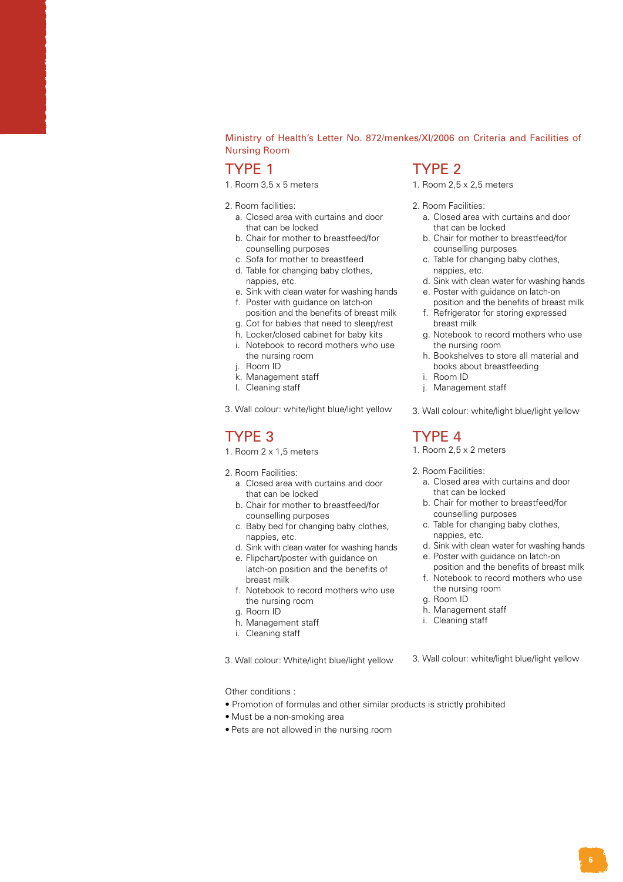Ministry of Health's Letter No. 872/menkes/XI/2006 on Criteria and Facilities of Nursing Room

## TYPE 1

1. Room 3,5 x 5 meters

2. Room facilities:
   a. Closed area with curtains and door that can be locked
   b. Chair for mother to breastfeed/for counselling purposes
   c. Sofa for mother to breastfeed
   d. Table for changing baby clothes, nappies, etc.
   e. Sink with clean water for washing hands
   f. Poster with guidance on latch-on position and the benefits of breast milk
   g. Cot for babies that need to sleep/rest
   h. Locker/closed cabinet for baby kits
   i. Notebook to record mothers who use the nursing room
   j. Room ID
   k. Management staff
   l. Cleaning staff

3. Wall colour: white/light blue/light yellow

## TYPE 2

1. Room 2,5 x 2,5 meters

2. Room Facilities:
   a. Closed area with curtains and door that can be locked
   b. Chair for mother to breastfeed/for counselling purposes
   c. Table for changing baby clothes, nappies, etc.
   d. Sink with clean water for washing hands
   e. Poster with guidance on latch-on position and the benefits of breast milk
   f. Refrigerator for storing expressed breast milk
   g. Notebook to record mothers who use the nursing room
   h. Bookshelves to store all material and books about breastfeeding
   i. Room ID
   j. Management staff

3. Wall colour: white/light blue/light yellow

## TYPE 3

1. Room 2 x 1,5 meters

2. Room Facilities:
   a. Closed area with curtains and door that can be locked
   b. Chair for mother to breastfeed/for counselling purposes
   c. Baby bed for changing baby clothes, nappies, etc.
   d. Sink with clean water for washing hands
   e. Flipchart/poster with guidance on latch-on position and the benefits of breast milk
   f. Notebook to record mothers who use the nursing room
   g. Room ID
   h. Management staff
   i. Cleaning staff

3. Wall colour: White/light blue/light yellow

## TYPE 4

1. Room 2,5 x 2 meters

2. Room Facilities:
   a. Closed area with curtains and door that can be locked
   b. Chair for mother to breastfeed/for counselling purposes
   c. Table for changing baby clothes, nappies, etc.
   d. Sink with clean water for washing hands
   e. Poster with guidance on latch-on position and the benefits of breast milk
   f. Notebook to record mothers who use the nursing room
   g. Room ID
   h. Management staff
   i. Cleaning staff

3. Wall colour: white/light blue/light yellow

Other conditions :

- Promotion of formulas and other similar products is strictly prohibited
- Must be a non-smoking area
- Pets are not allowed in the nursing room